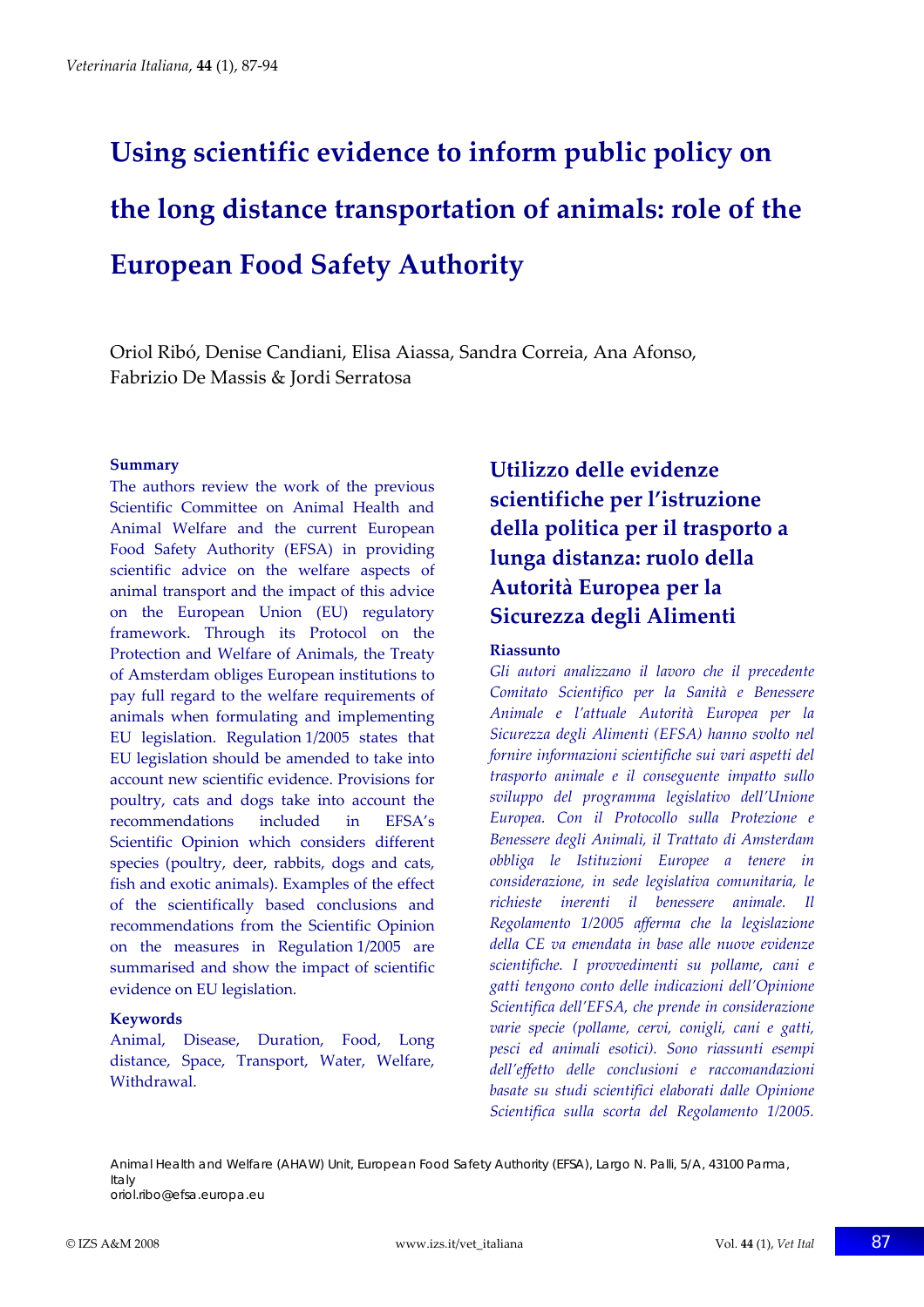# Using scientific evidence to inform public policy on the long distance transportation of animals: role of the European Food Safety Authority

Oriol Ribó, Denise Candiani, Elisa Aiassa, Sandra Correia, Ana Afonso, Fabrizio De Massis & Jordi Serratosa

## Summary

The authors review the work of the previous Scientific Committee on Animal Health and Animal Welfare and the current European Food Safety Authority (EFSA) in providing scientific advice on the welfare aspects of animal transport and the impact of this advice on the European Union (EU) regulatory framework. Through its Protocol on the Protection and Welfare of Animals, the Treaty of Amsterdam obliges European institutions to pay full regard to the welfare requirements of animals when formulating and implementing EU legislation. Regulation 1/2005 states that EU legislation should be amended to take into account new scientific evidence. Provisions for poultry, cats and dogs take into account the recommendations included in EFSA's Scientific Opinion which considers different species (poultry, deer, rabbits, dogs and cats, fish and exotic animals). Examples of the effect of the scientifically based conclusions and recommendations from the Scientific Opinion on the measures in Regulation 1/2005 are summarised and show the impact of scientific evidence on EU legislation.

### Keywords

Animal, Disease, Duration, Food, Long distance, Space, Transport, Water, Welfare, Withdrawal.

## Utilizzo delle evidenze scientifiche per l'istruzione della politica per il trasporto a lunga distanza: ruolo della Autorità Europea per la Sicurezza degli Alimenti

### Riassunto

*Gli autori analizzano il lavoro che il precedente Comitato Scientifico per la Sanità e Benessere Animale e l'attuale Autorità Europea per la Sicurezza degli Alimenti (EFSA) hanno svolto nel fornire informazioni scientifiche sui vari aspetti del trasporto animale e il conseguente impatto sullo sviluppo del programma legislativo dell'Unione Europea. Con il Protocollo sulla Protezione e Benessere degli Animali, il Trattato di Amsterdam obbliga le Istituzioni Europee a tenere in considerazione, in sede legislativa comunitaria, le richieste inerenti il benessere animale. Il Regolamento 1/2005 afferma che la legislazione della CE va emendata in base alle nuove evidenze scientifiche. I provvedimenti su pollame, cani e gatti tengono conto delle indicazioni dell'Opinione Scientifica dell'EFSA, che prende in considerazione varie specie (pollame, cervi, conigli, cani e gatti, pesci ed animali esotici). Sono riassunti esempi dell'effetto delle conclusioni e raccomandazioni basate su studi scientifici elaborati dalle Opinione Scientifica sulla scorta del Regolamento 1/2005.*

Animal Health and Welfare (AHAW) Unit, European Food Safety Authority (EFSA), Largo N. Palli, 5/A, 43100 Parma, Italy
oriol.ribo@efsa.europa.eu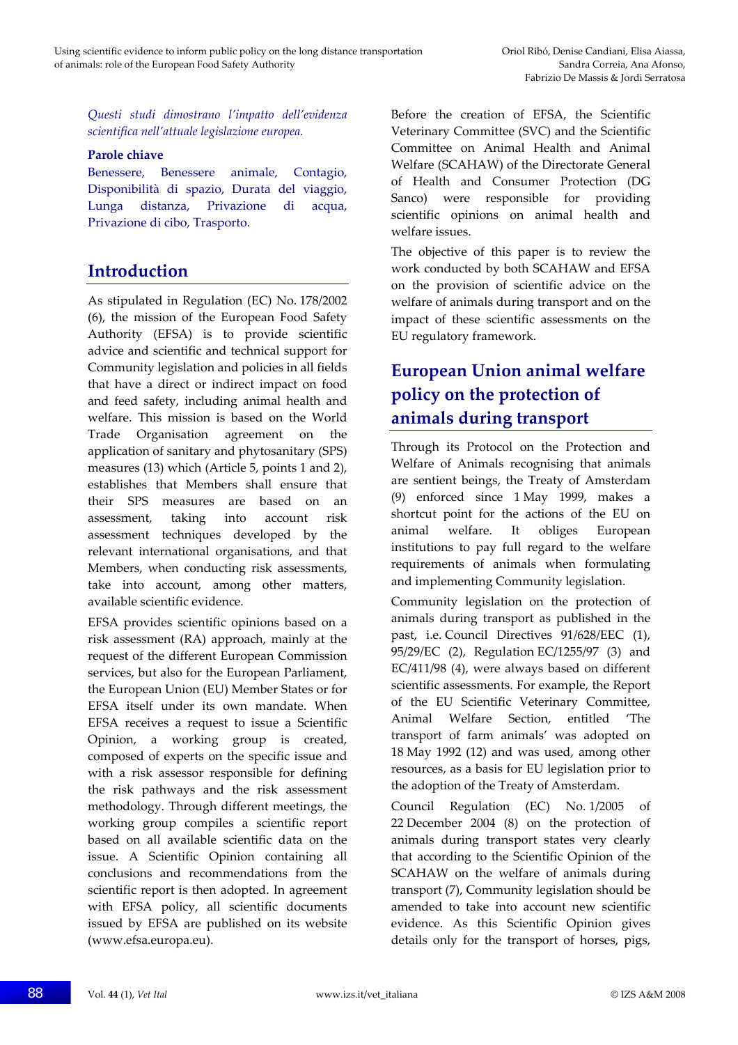*Questi studi dimostrano l'impatto dell'evidenza scientifica nell'attuale legislazione europea.*

**Parole chiave**

Benessere, Benessere animale, Contagio, Disponibilità di spazio, Durata del viaggio, Lunga distanza, Privazione di acqua, Privazione di cibo, Trasporto.

## Introduction

As stipulated in Regulation (EC) No. 178/2002 (6), the mission of the European Food Safety Authority (EFSA) is to provide scientific advice and scientific and technical support for Community legislation and policies in all fields that have a direct or indirect impact on food and feed safety, including animal health and welfare. This mission is based on the World Trade Organisation agreement on the application of sanitary and phytosanitary (SPS) measures (13) which (Article 5, points 1 and 2), establishes that Members shall ensure that their SPS measures are based on an assessment, taking into account risk assessment techniques developed by the relevant international organisations, and that Members, when conducting risk assessments, take into account, among other matters, available scientific evidence.

EFSA provides scientific opinions based on a risk assessment (RA) approach, mainly at the request of the different European Commission services, but also for the European Parliament, the European Union (EU) Member States or for EFSA itself under its own mandate. When EFSA receives a request to issue a Scientific Opinion, a working group is created, composed of experts on the specific issue and with a risk assessor responsible for defining the risk pathways and the risk assessment methodology. Through different meetings, the working group compiles a scientific report based on all available scientific data on the issue. A Scientific Opinion containing all conclusions and recommendations from the scientific report is then adopted. In agreement with EFSA policy, all scientific documents issued by EFSA are published on its website (www.efsa.europa.eu).

Before the creation of EFSA, the Scientific Veterinary Committee (SVC) and the Scientific Committee on Animal Health and Animal Welfare (SCAHAW) of the Directorate General of Health and Consumer Protection (DG Sanco) were responsible for providing scientific opinions on animal health and welfare issues.

The objective of this paper is to review the work conducted by both SCAHAW and EFSA on the provision of scientific advice on the welfare of animals during transport and on the impact of these scientific assessments on the EU regulatory framework.

## European Union animal welfare policy on the protection of animals during transport

Through its Protocol on the Protection and Welfare of Animals recognising that animals are sentient beings, the Treaty of Amsterdam (9) enforced since 1 May 1999, makes a shortcut point for the actions of the EU on animal welfare. It obliges European institutions to pay full regard to the welfare requirements of animals when formulating and implementing Community legislation.

Community legislation on the protection of animals during transport as published in the past, i.e. Council Directives 91/628/EEC (1), 95/29/EC (2), Regulation EC/1255/97 (3) and EC/411/98 (4), were always based on different scientific assessments. For example, the Report of the EU Scientific Veterinary Committee, Animal Welfare Section, entitled 'The transport of farm animals' was adopted on 18 May 1992 (12) and was used, among other resources, as a basis for EU legislation prior to the adoption of the Treaty of Amsterdam.

Council Regulation (EC) No. 1/2005 of 22 December 2004 (8) on the protection of animals during transport states very clearly that according to the Scientific Opinion of the SCAHAW on the welfare of animals during transport (7), Community legislation should be amended to take into account new scientific evidence. As this Scientific Opinion gives details only for the transport of horses, pigs,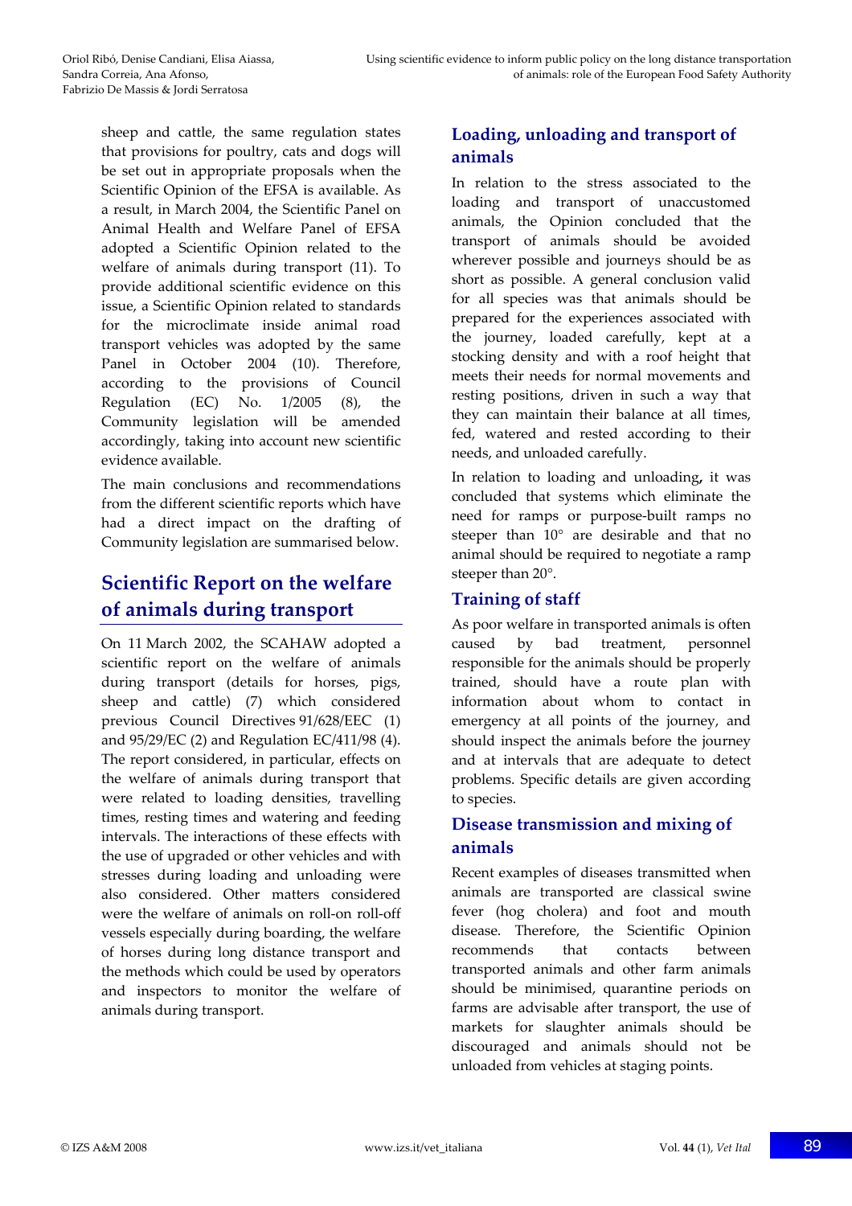sheep and cattle, the same regulation states that provisions for poultry, cats and dogs will be set out in appropriate proposals when the Scientific Opinion of the EFSA is available. As a result, in March 2004, the Scientific Panel on Animal Health and Welfare Panel of EFSA adopted a Scientific Opinion related to the welfare of animals during transport (11). To provide additional scientific evidence on this issue, a Scientific Opinion related to standards for the microclimate inside animal road transport vehicles was adopted by the same Panel in October 2004 (10). Therefore, according to the provisions of Council Regulation (EC) No. 1/2005 (8), the Community legislation will be amended accordingly, taking into account new scientific evidence available.

The main conclusions and recommendations from the different scientific reports which have had a direct impact on the drafting of Community legislation are summarised below.

## Scientific Report on the welfare of animals during transport

On 11 March 2002, the SCAHAW adopted a scientific report on the welfare of animals during transport (details for horses, pigs, sheep and cattle) (7) which considered previous Council Directives 91/628/EEC (1) and 95/29/EC (2) and Regulation EC/411/98 (4). The report considered, in particular, effects on the welfare of animals during transport that were related to loading densities, travelling times, resting times and watering and feeding intervals. The interactions of these effects with the use of upgraded or other vehicles and with stresses during loading and unloading were also considered. Other matters considered were the welfare of animals on roll-on roll-off vessels especially during boarding, the welfare of horses during long distance transport and the methods which could be used by operators and inspectors to monitor the welfare of animals during transport.

### Loading, unloading and transport of animals

In relation to the stress associated to the loading and transport of unaccustomed animals, the Opinion concluded that the transport of animals should be avoided wherever possible and journeys should be as short as possible. A general conclusion valid for all species was that animals should be prepared for the experiences associated with the journey, loaded carefully, kept at a stocking density and with a roof height that meets their needs for normal movements and resting positions, driven in such a way that they can maintain their balance at all times, fed, watered and rested according to their needs, and unloaded carefully.

In relation to loading and unloading**,** it was concluded that systems which eliminate the need for ramps or purpose-built ramps no steeper than 10° are desirable and that no animal should be required to negotiate a ramp steeper than 20°.

### Training of staff

As poor welfare in transported animals is often caused by bad treatment, personnel responsible for the animals should be properly trained, should have a route plan with information about whom to contact in emergency at all points of the journey, and should inspect the animals before the journey and at intervals that are adequate to detect problems. Specific details are given according to species.

### Disease transmission and mixing of animals

Recent examples of diseases transmitted when animals are transported are classical swine fever (hog cholera) and foot and mouth disease. Therefore, the Scientific Opinion recommends that contacts between transported animals and other farm animals should be minimised, quarantine periods on farms are advisable after transport, the use of markets for slaughter animals should be discouraged and animals should not be unloaded from vehicles at staging points.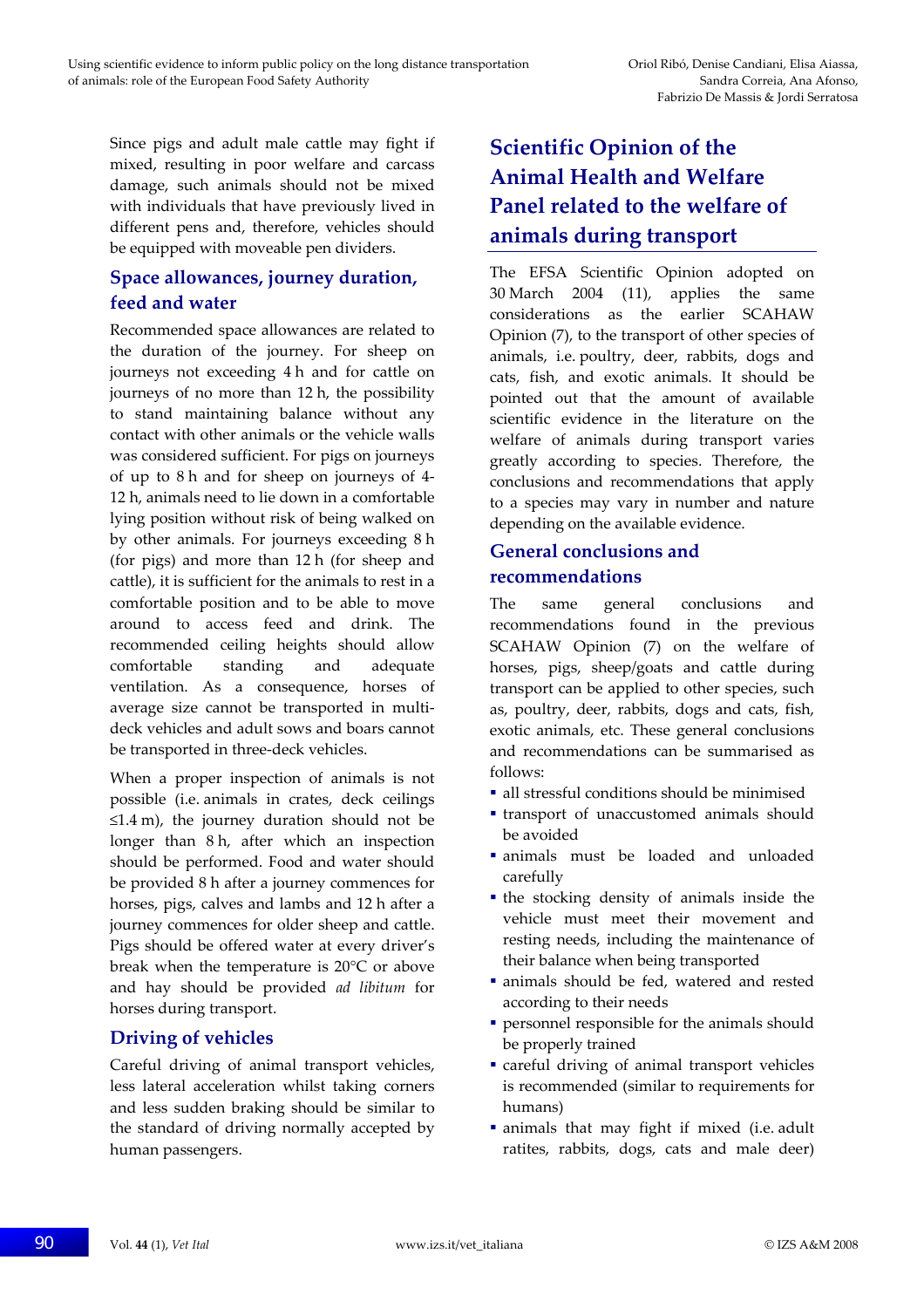Since pigs and adult male cattle may fight if mixed, resulting in poor welfare and carcass damage, such animals should not be mixed with individuals that have previously lived in different pens and, therefore, vehicles should be equipped with moveable pen dividers.

## Space allowances, journey duration, feed and water

Recommended space allowances are related to the duration of the journey. For sheep on journeys not exceeding 4 h and for cattle on journeys of no more than 12 h, the possibility to stand maintaining balance without any contact with other animals or the vehicle walls was considered sufficient. For pigs on journeys of up to 8 h and for sheep on journeys of 4-12 h, animals need to lie down in a comfortable lying position without risk of being walked on by other animals. For journeys exceeding 8 h (for pigs) and more than 12 h (for sheep and cattle), it is sufficient for the animals to rest in a comfortable position and to be able to move around to access feed and drink. The recommended ceiling heights should allow comfortable standing and adequate ventilation. As a consequence, horses of average size cannot be transported in multi-deck vehicles and adult sows and boars cannot be transported in three-deck vehicles.

When a proper inspection of animals is not possible (i.e. animals in crates, deck ceilings ≤1.4 m), the journey duration should not be longer than 8 h, after which an inspection should be performed. Food and water should be provided 8 h after a journey commences for horses, pigs, calves and lambs and 12 h after a journey commences for older sheep and cattle. Pigs should be offered water at every driver's break when the temperature is 20°C or above and hay should be provided *ad libitum* for horses during transport.

## Driving of vehicles

Careful driving of animal transport vehicles, less lateral acceleration whilst taking corners and less sudden braking should be similar to the standard of driving normally accepted by human passengers.

# Scientific Opinion of the Animal Health and Welfare Panel related to the welfare of animals during transport

The EFSA Scientific Opinion adopted on 30 March 2004 (11), applies the same considerations as the earlier SCAHAW Opinion (7), to the transport of other species of animals, i.e. poultry, deer, rabbits, dogs and cats, fish, and exotic animals. It should be pointed out that the amount of available scientific evidence in the literature on the welfare of animals during transport varies greatly according to species. Therefore, the conclusions and recommendations that apply to a species may vary in number and nature depending on the available evidence.

## General conclusions and recommendations

The same general conclusions and recommendations found in the previous SCAHAW Opinion (7) on the welfare of horses, pigs, sheep/goats and cattle during transport can be applied to other species, such as, poultry, deer, rabbits, dogs and cats, fish, exotic animals, etc. These general conclusions and recommendations can be summarised as follows:

- all stressful conditions should be minimised
- transport of unaccustomed animals should be avoided
- animals must be loaded and unloaded carefully
- the stocking density of animals inside the vehicle must meet their movement and resting needs, including the maintenance of their balance when being transported
- animals should be fed, watered and rested according to their needs
- personnel responsible for the animals should be properly trained
- careful driving of animal transport vehicles is recommended (similar to requirements for humans)
- animals that may fight if mixed (i.e. adult ratites, rabbits, dogs, cats and male deer)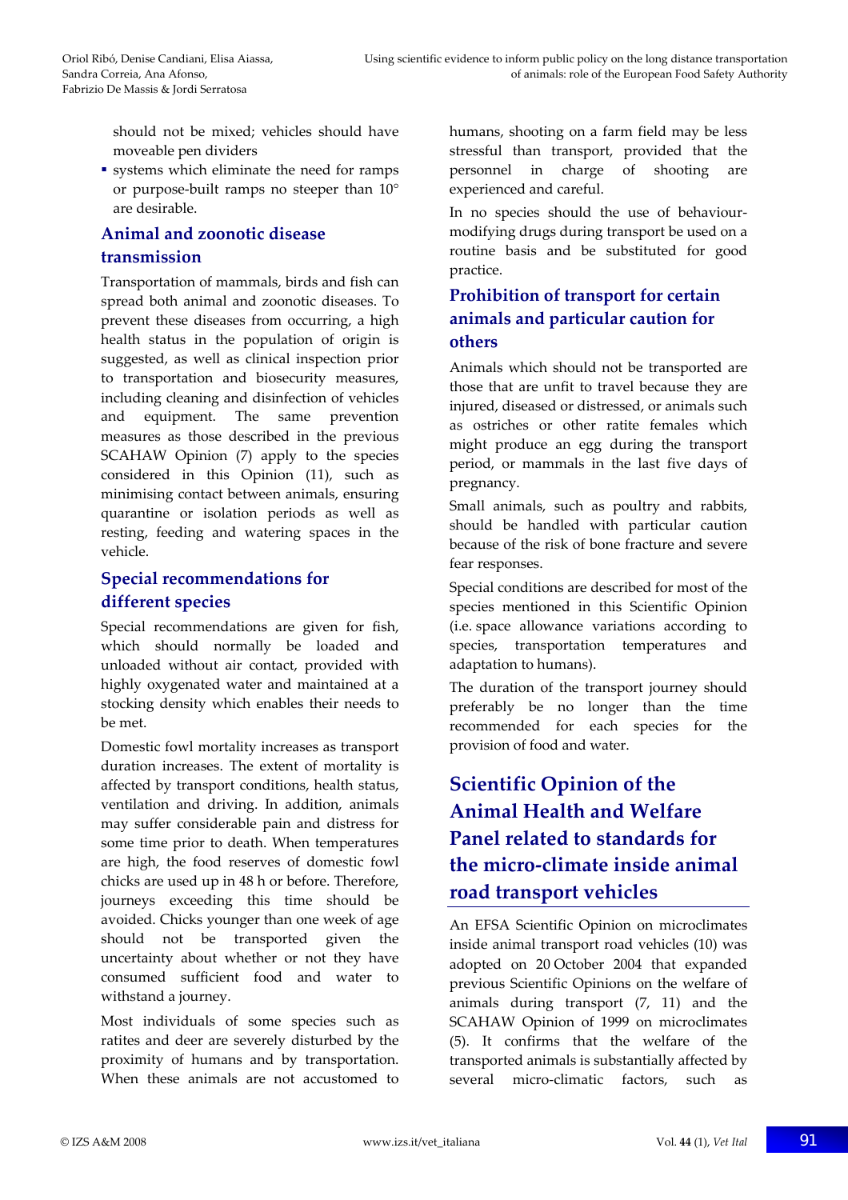should not be mixed; vehicles should have moveable pen dividers

- systems which eliminate the need for ramps or purpose-built ramps no steeper than 10° are desirable.

## Animal and zoonotic disease transmission

Transportation of mammals, birds and fish can spread both animal and zoonotic diseases. To prevent these diseases from occurring, a high health status in the population of origin is suggested, as well as clinical inspection prior to transportation and biosecurity measures, including cleaning and disinfection of vehicles and equipment. The same prevention measures as those described in the previous SCAHAW Opinion (7) apply to the species considered in this Opinion (11), such as minimising contact between animals, ensuring quarantine or isolation periods as well as resting, feeding and watering spaces in the vehicle.

## Special recommendations for different species

Special recommendations are given for fish, which should normally be loaded and unloaded without air contact, provided with highly oxygenated water and maintained at a stocking density which enables their needs to be met.

Domestic fowl mortality increases as transport duration increases. The extent of mortality is affected by transport conditions, health status, ventilation and driving. In addition, animals may suffer considerable pain and distress for some time prior to death. When temperatures are high, the food reserves of domestic fowl chicks are used up in 48 h or before. Therefore, journeys exceeding this time should be avoided. Chicks younger than one week of age should not be transported given the uncertainty about whether or not they have consumed sufficient food and water to withstand a journey.

Most individuals of some species such as ratites and deer are severely disturbed by the proximity of humans and by transportation. When these animals are not accustomed to humans, shooting on a farm field may be less stressful than transport, provided that the personnel in charge of shooting are experienced and careful.

In no species should the use of behaviour-modifying drugs during transport be used on a routine basis and be substituted for good practice.

## Prohibition of transport for certain animals and particular caution for others

Animals which should not be transported are those that are unfit to travel because they are injured, diseased or distressed, or animals such as ostriches or other ratite females which might produce an egg during the transport period, or mammals in the last five days of pregnancy.

Small animals, such as poultry and rabbits, should be handled with particular caution because of the risk of bone fracture and severe fear responses.

Special conditions are described for most of the species mentioned in this Scientific Opinion (i.e. space allowance variations according to species, transportation temperatures and adaptation to humans).

The duration of the transport journey should preferably be no longer than the time recommended for each species for the provision of food and water.

# Scientific Opinion of the Animal Health and Welfare Panel related to standards for the micro-climate inside animal road transport vehicles

An EFSA Scientific Opinion on microclimates inside animal transport road vehicles (10) was adopted on 20 October 2004 that expanded previous Scientific Opinions on the welfare of animals during transport (7, 11) and the SCAHAW Opinion of 1999 on microclimates (5). It confirms that the welfare of the transported animals is substantially affected by several micro-climatic factors, such as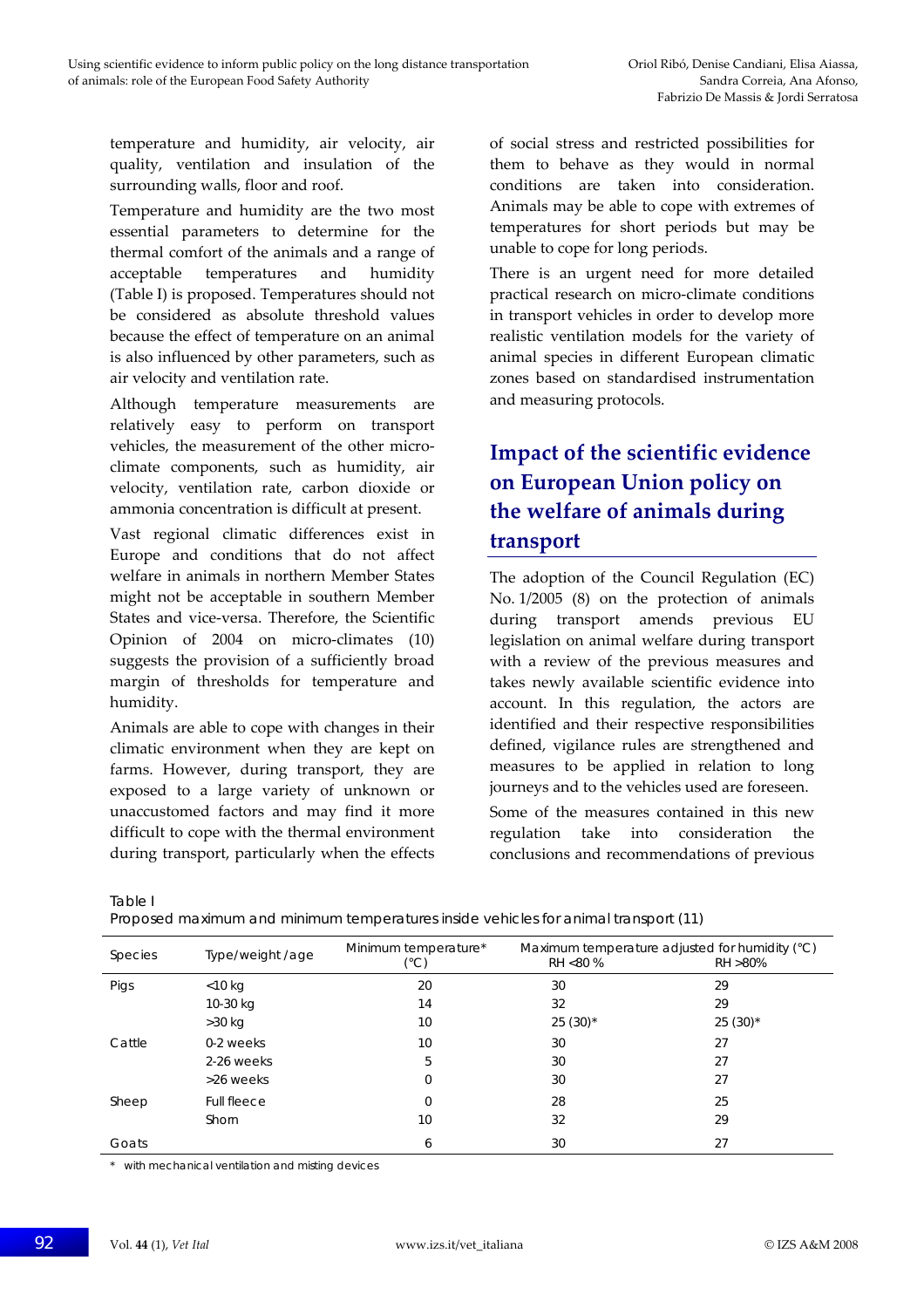temperature and humidity, air velocity, air quality, ventilation and insulation of the surrounding walls, floor and roof.

Temperature and humidity are the two most essential parameters to determine for the thermal comfort of the animals and a range of acceptable temperatures and humidity (Table I) is proposed. Temperatures should not be considered as absolute threshold values because the effect of temperature on an animal is also influenced by other parameters, such as air velocity and ventilation rate.

Although temperature measurements are relatively easy to perform on transport vehicles, the measurement of the other micro-climate components, such as humidity, air velocity, ventilation rate, carbon dioxide or ammonia concentration is difficult at present.

Vast regional climatic differences exist in Europe and conditions that do not affect welfare in animals in northern Member States might not be acceptable in southern Member States and vice-versa. Therefore, the Scientific Opinion of 2004 on micro-climates (10) suggests the provision of a sufficiently broad margin of thresholds for temperature and humidity.

Animals are able to cope with changes in their climatic environment when they are kept on farms. However, during transport, they are exposed to a large variety of unknown or unaccustomed factors and may find it more difficult to cope with the thermal environment during transport, particularly when the effects of social stress and restricted possibilities for them to behave as they would in normal conditions are taken into consideration. Animals may be able to cope with extremes of temperatures for short periods but may be unable to cope for long periods.

There is an urgent need for more detailed practical research on micro-climate conditions in transport vehicles in order to develop more realistic ventilation models for the variety of animal species in different European climatic zones based on standardised instrumentation and measuring protocols.

## Impact of the scientific evidence on European Union policy on the welfare of animals during transport

The adoption of the Council Regulation (EC) No. 1/2005 (8) on the protection of animals during transport amends previous EU legislation on animal welfare during transport with a review of the previous measures and takes newly available scientific evidence into account. In this regulation, the actors are identified and their respective responsibilities defined, vigilance rules are strengthened and measures to be applied in relation to long journeys and to the vehicles used are foreseen.

Some of the measures contained in this new regulation take into consideration the conclusions and recommendations of previous

Table I
Proposed maximum and minimum temperatures inside vehicles for animal transport (11)

| Species | Type/weight/age | Minimum temperature* (°C) | Maximum temperature adjusted for humidity (°C) | |
|---|---|---|---|---|
| | | | RH <80 % | RH >80% |
| Pigs | <10 kg | 20 | 30 | 29 |
| | 10-30 kg | 14 | 32 | 29 |
| | >30 kg | 10 | 25 (30)* | 25 (30)* |
| Cattle | 0-2 weeks | 10 | 30 | 27 |
| | 2-26 weeks | 5 | 30 | 27 |
| | >26 weeks | 0 | 30 | 27 |
| Sheep | Full fleece | 0 | 28 | 25 |
| | Shorn | 10 | 32 | 29 |
| Goats | | 6 | 30 | 27 |

\* with mechanical ventilation and misting devices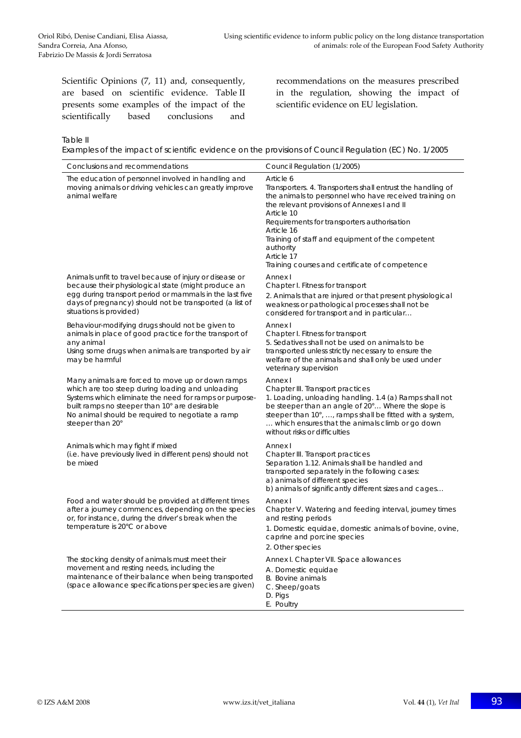Scientific Opinions (7, 11) and, consequently, are based on scientific evidence. Table II presents some examples of the impact of the scientifically based conclusions and recommendations on the measures prescribed in the regulation, showing the impact of scientific evidence on EU legislation.

Table II

Examples of the impact of scientific evidence on the provisions of Council Regulation (EC) No. 1/2005

| Conclusions and recommendations | Council Regulation (1/2005) |
|---|---|
| The education of personnel involved in handling and moving animals or driving vehicles can greatly improve animal welfare | Article 6<br>Transporters. 4. Transporters shall entrust the handling of the animals to personnel who have received training on the relevant provisions of Annexes I and II<br>Article 10<br>Requirements for transporters authorisation<br>Article 16<br>Training of staff and equipment of the competent authority<br>Article 17<br>Training courses and certificate of competence |
| Animals unfit to travel because of injury or disease or because their physiological state (might produce an egg during transport period or mammals in the last five days of pregnancy) should not be transported (a list of situations is provided) | Annex I<br>Chapter I. Fitness for transport<br>2. Animals that are injured or that present physiological weakness or pathological processes shall not be considered for transport and in particular… |
| Behaviour-modifying drugs should not be given to animals in place of good practice for the transport of any animal<br>Using some drugs when animals are transported by air may be harmful | Annex I<br>Chapter I. Fitness for transport<br>5. Sedatives shall not be used on animals to be transported unless strictly necessary to ensure the welfare of the animals and shall only be used under veterinary supervision |
| Many animals are forced to move up or down ramps which are too steep during loading and unloading<br>Systems which eliminate the need for ramps or purpose-built ramps no steeper than 10° are desirable<br>No animal should be required to negotiate a ramp steeper than 20° | Annex I<br>Chapter III. Transport practices<br>1. Loading, unloading handling. 1.4 (a) Ramps shall not be steeper than an angle of 20°… Where the slope is steeper than 10°, …, ramps shall be fitted with a system, … which ensures that the animals climb or go down without risks or difficulties |
| Animals which may fight if mixed<br>(i.e. have previously lived in different pens) should not be mixed | Annex I<br>Chapter III. Transport practices<br>Separation 1.12. Animals shall be handled and transported separately in the following cases:<br>a) animals of different species<br>b) animals of significantly different sizes and cages… |
| Food and water should be provided at different times after a journey commences, depending on the species or, for instance, during the driver's break when the temperature is 20°C or above | Annex I<br>Chapter V. Watering and feeding interval, journey times and resting periods<br>1. Domestic equidae, domestic animals of bovine, ovine, caprine and porcine species<br>2. Other species |
| The stocking density of animals must meet their movement and resting needs, including the maintenance of their balance when being transported (space allowance specifications per species are given) | Annex I. Chapter VII. Space allowances<br>A. Domestic equidae<br>B. Bovine animals<br>C. Sheep/goats<br>D. Pigs<br>E. Poultry |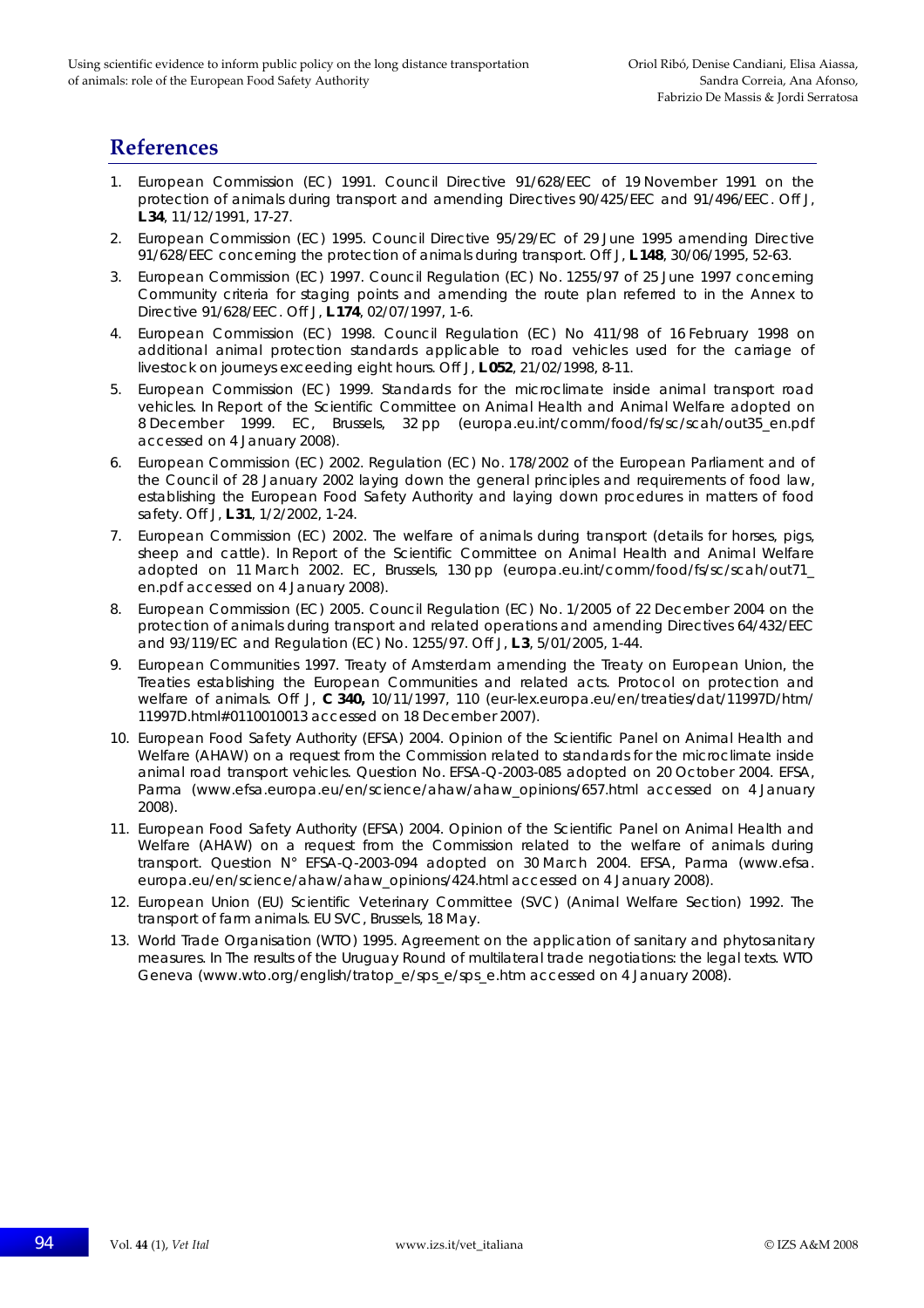## References

1. European Commission (EC) 1991. Council Directive 91/628/EEC of 19 November 1991 on the protection of animals during transport and amending Directives 90/425/EEC and 91/496/EEC. Off J, **L34**, 11/12/1991, 17-27.
2. European Commission (EC) 1995. Council Directive 95/29/EC of 29 June 1995 amending Directive 91/628/EEC concerning the protection of animals during transport. Off J, **L148**, 30/06/1995, 52-63.
3. European Commission (EC) 1997. Council Regulation (EC) No. 1255/97 of 25 June 1997 concerning Community criteria for staging points and amending the route plan referred to in the Annex to Directive 91/628/EEC. Off J, **L174**, 02/07/1997, 1-6.
4. European Commission (EC) 1998. Council Regulation (EC) No 411/98 of 16 February 1998 on additional animal protection standards applicable to road vehicles used for the carriage of livestock on journeys exceeding eight hours. Off J, **L052**, 21/02/1998, 8-11.
5. European Commission (EC) 1999. Standards for the microclimate inside animal transport road vehicles. In Report of the Scientific Committee on Animal Health and Animal Welfare adopted on 8 December 1999. EC, Brussels, 32 pp (europa.eu.int/comm/food/fs/sc/scah/out35_en.pdf accessed on 4 January 2008).
6. European Commission (EC) 2002. Regulation (EC) No. 178/2002 of the European Parliament and of the Council of 28 January 2002 laying down the general principles and requirements of food law, establishing the European Food Safety Authority and laying down procedures in matters of food safety. Off J, **L31**, 1/2/2002, 1-24.
7. European Commission (EC) 2002. The welfare of animals during transport (details for horses, pigs, sheep and cattle). In Report of the Scientific Committee on Animal Health and Animal Welfare adopted on 11 March 2002. EC, Brussels, 130 pp (europa.eu.int/comm/food/fs/sc/scah/out71_en.pdf accessed on 4 January 2008).
8. European Commission (EC) 2005. Council Regulation (EC) No. 1/2005 of 22 December 2004 on the protection of animals during transport and related operations and amending Directives 64/432/EEC and 93/119/EC and Regulation (EC) No. 1255/97. Off J, **L3**, 5/01/2005, 1-44.
9. European Communities 1997. Treaty of Amsterdam amending the Treaty on European Union, the Treaties establishing the European Communities and related acts. Protocol on protection and welfare of animals. Off J, **C 340,** 10/11/1997, 110 (eur-lex.europa.eu/en/treaties/dat/11997D/htm/11997D.html#0110010013 accessed on 18 December 2007).
10. European Food Safety Authority (EFSA) 2004. Opinion of the Scientific Panel on Animal Health and Welfare (AHAW) on a request from the Commission related to standards for the microclimate inside animal road transport vehicles. Question No. EFSA-Q-2003-085 adopted on 20 October 2004. EFSA, Parma (www.efsa.europa.eu/en/science/ahaw/ahaw_opinions/657.html accessed on 4 January 2008).
11. European Food Safety Authority (EFSA) 2004. Opinion of the Scientific Panel on Animal Health and Welfare (AHAW) on a request from the Commission related to the welfare of animals during transport. Question N° EFSA-Q-2003-094 adopted on 30 March 2004. EFSA, Parma (www.efsa.europa.eu/en/science/ahaw/ahaw_opinions/424.html accessed on 4 January 2008).
12. European Union (EU) Scientific Veterinary Committee (SVC) (Animal Welfare Section) 1992. The transport of farm animals. EU SVC, Brussels, 18 May.
13. World Trade Organisation (WTO) 1995. Agreement on the application of sanitary and phytosanitary measures. In The results of the Uruguay Round of multilateral trade negotiations: the legal texts. WTO Geneva (www.wto.org/english/tratop_e/sps_e/sps_e.htm accessed on 4 January 2008).